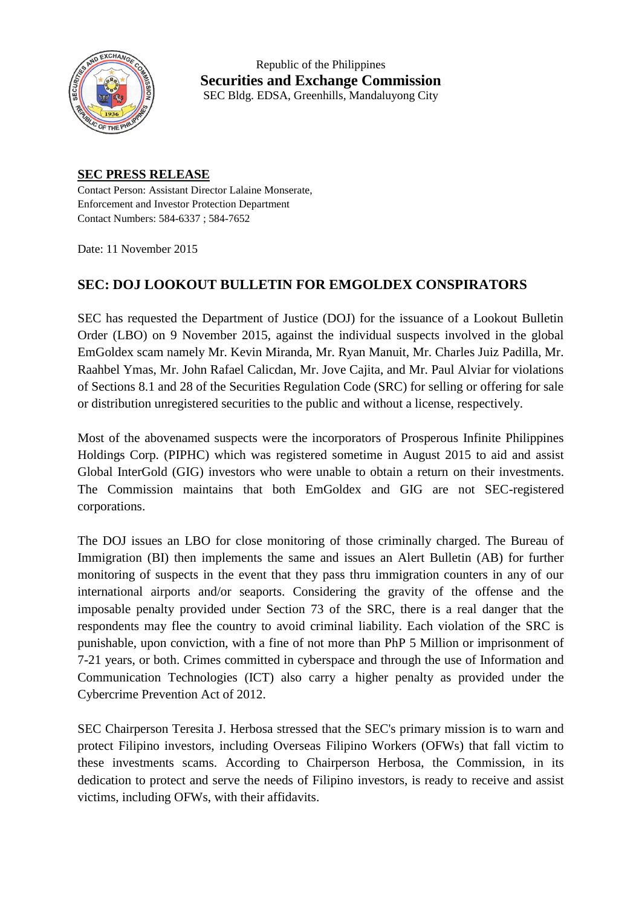Republic of the Philippines
**Securities and Exchange Commission**
SEC Bldg. EDSA, Greenhills, Mandaluyong City

**SEC PRESS RELEASE**

Contact Person: Assistant Director Lalaine Monserate,
Enforcement and Investor Protection Department
Contact Numbers: 584-6337 ; 584-7652

Date: 11 November 2015

## SEC: DOJ LOOKOUT BULLETIN FOR EMGOLDEX CONSPIRATORS

SEC has requested the Department of Justice (DOJ) for the issuance of a Lookout Bulletin Order (LBO) on 9 November 2015, against the individual suspects involved in the global EmGoldex scam namely Mr. Kevin Miranda, Mr. Ryan Manuit, Mr. Charles Juiz Padilla, Mr. Raahbel Ymas, Mr. John Rafael Calicdan, Mr. Jove Cajita, and Mr. Paul Alviar for violations of Sections 8.1 and 28 of the Securities Regulation Code (SRC) for selling or offering for sale or distribution unregistered securities to the public and without a license, respectively.

Most of the abovenamed suspects were the incorporators of Prosperous Infinite Philippines Holdings Corp. (PIPHC) which was registered sometime in August 2015 to aid and assist Global InterGold (GIG) investors who were unable to obtain a return on their investments. The Commission maintains that both EmGoldex and GIG are not SEC-registered corporations.

The DOJ issues an LBO for close monitoring of those criminally charged. The Bureau of Immigration (BI) then implements the same and issues an Alert Bulletin (AB) for further monitoring of suspects in the event that they pass thru immigration counters in any of our international airports and/or seaports. Considering the gravity of the offense and the imposable penalty provided under Section 73 of the SRC, there is a real danger that the respondents may flee the country to avoid criminal liability. Each violation of the SRC is punishable, upon conviction, with a fine of not more than PhP 5 Million or imprisonment of 7-21 years, or both. Crimes committed in cyberspace and through the use of Information and Communication Technologies (ICT) also carry a higher penalty as provided under the Cybercrime Prevention Act of 2012.

SEC Chairperson Teresita J. Herbosa stressed that the SEC's primary mission is to warn and protect Filipino investors, including Overseas Filipino Workers (OFWs) that fall victim to these investments scams. According to Chairperson Herbosa, the Commission, in its dedication to protect and serve the needs of Filipino investors, is ready to receive and assist victims, including OFWs, with their affidavits.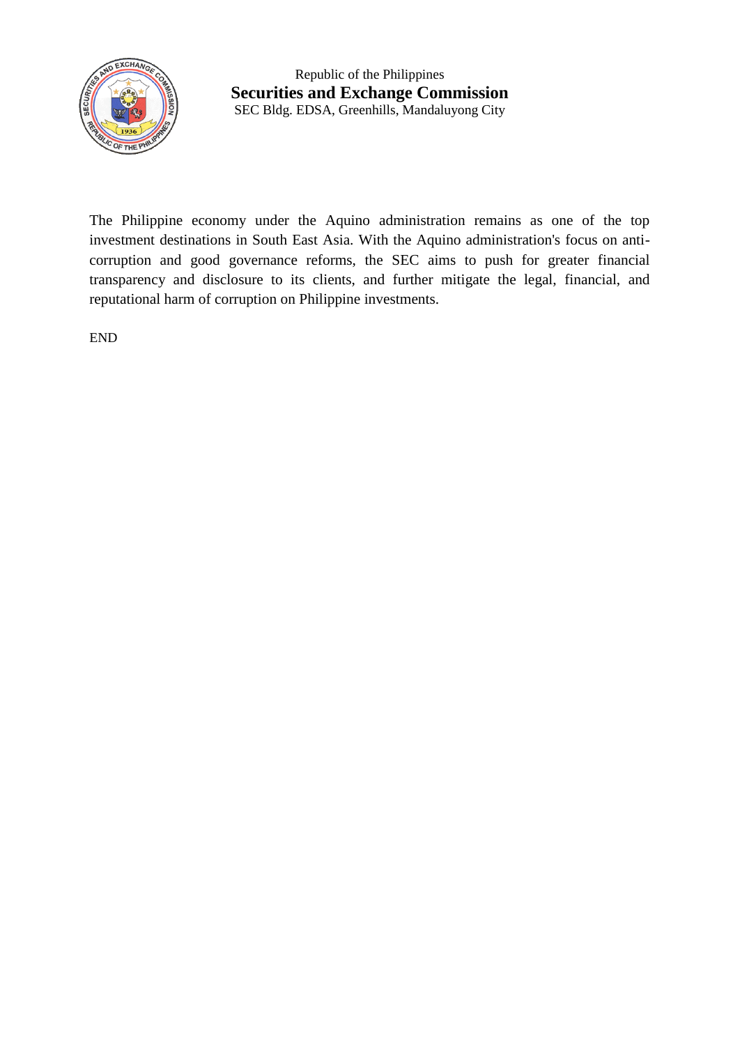Republic of the Philippines
**Securities and Exchange Commission**
SEC Bldg. EDSA, Greenhills, Mandaluyong City

The Philippine economy under the Aquino administration remains as one of the top investment destinations in South East Asia. With the Aquino administration's focus on anti-corruption and good governance reforms, the SEC aims to push for greater financial transparency and disclosure to its clients, and further mitigate the legal, financial, and reputational harm of corruption on Philippine investments.

END